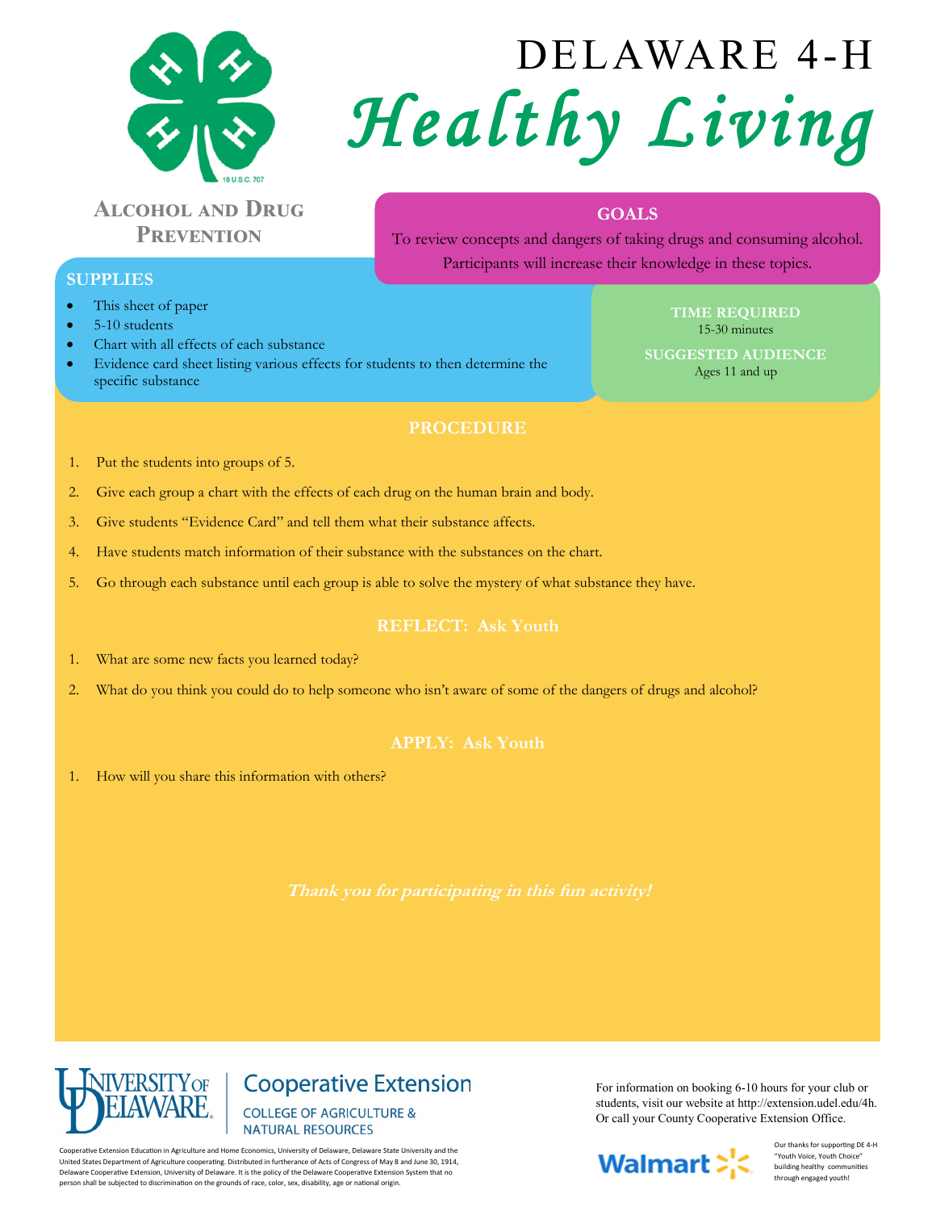# DELAWARE 4-H

# *Healthy Living*

## Alcohol and Drug Prevention

### GOALS

To review concepts and dangers of taking drugs and consuming alcohol. Participants will increase their knowledge in these topics.

### SUPPLIES

- This sheet of paper
- 5-10 students
- Chart with all effects of each substance
- Evidence card sheet listing various effects for students to then determine the specific substance

### TIME REQUIRED

15-30 minutes

### SUGGESTED AUDIENCE

Ages 11 and up

### PROCEDURE

1. Put the students into groups of 5.
2. Give each group a chart with the effects of each drug on the human brain and body.
3. Give students "Evidence Card" and tell them what their substance affects.
4. Have students match information of their substance with the substances on the chart.
5. Go through each substance until each group is able to solve the mystery of what substance they have.

### REFLECT: Ask Youth

1. What are some new facts you learned today?
2. What do you think you could do to help someone who isn't aware of some of the dangers of drugs and alcohol?

### APPLY: Ask Youth

1. How will you share this information with others?

*Thank you for participating in this fun activity!*

University of Delaware Cooperative Extension
College of Agriculture & Natural Resources

Cooperative Extension Education in Agriculture and Home Economics, University of Delaware, Delaware State University and the United States Department of Agriculture cooperating. Distributed in furtherance of Acts of Congress of May 8 and June 30, 1914, Delaware Cooperative Extension, University of Delaware. It is the policy of the Delaware Cooperative Extension System that no person shall be subjected to discrimination on the grounds of race, color, sex, disability, age or national origin.

For information on booking 6-10 hours for your club or students, visit our website at http://extension.udel.edu/4h. Or call your County Cooperative Extension Office.

Walmart

Our thanks for supporting DE 4-H "Youth Voice, Youth Choice" building healthy communities through engaged youth!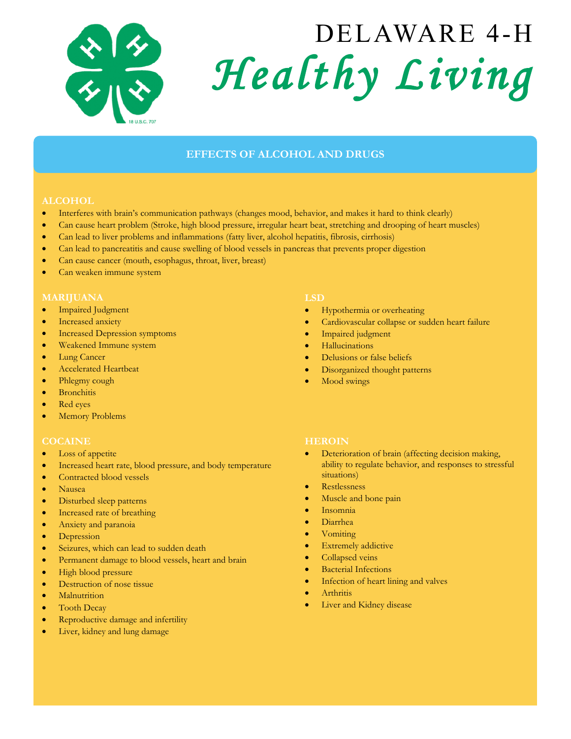# DELAWARE 4-H

# *Healthy Living*

## EFFECTS OF ALCOHOL AND DRUGS

### ALCOHOL

- Interferes with brain's communication pathways (changes mood, behavior, and makes it hard to think clearly)
- Can cause heart problem (Stroke, high blood pressure, irregular heart beat, stretching and drooping of heart muscles)
- Can lead to liver problems and inflammations (fatty liver, alcohol hepatitis, fibrosis, cirrhosis)
- Can lead to pancreatitis and cause swelling of blood vessels in pancreas that prevents proper digestion
- Can cause cancer (mouth, esophagus, throat, liver, breast)
- Can weaken immune system

### MARIJUANA

- Impaired Judgment
- Increased anxiety
- Increased Depression symptoms
- Weakened Immune system
- Lung Cancer
- Accelerated Heartbeat
- Phlegmy cough
- Bronchitis
- Red eyes
- Memory Problems

### LSD

- Hypothermia or overheating
- Cardiovascular collapse or sudden heart failure
- Impaired judgment
- Hallucinations
- Delusions or false beliefs
- Disorganized thought patterns
- Mood swings

### COCAINE

- Loss of appetite
- Increased heart rate, blood pressure, and body temperature
- Contracted blood vessels
- Nausea
- Disturbed sleep patterns
- Increased rate of breathing
- Anxiety and paranoia
- Depression
- Seizures, which can lead to sudden death
- Permanent damage to blood vessels, heart and brain
- High blood pressure
- Destruction of nose tissue
- Malnutrition
- Tooth Decay
- Reproductive damage and infertility
- Liver, kidney and lung damage

### HEROIN

- Deterioration of brain (affecting decision making, ability to regulate behavior, and responses to stressful situations)
- Restlessness
- Muscle and bone pain
- Insomnia
- Diarrhea
- Vomiting
- Extremely addictive
- Collapsed veins
- Bacterial Infections
- Infection of heart lining and valves
- Arthritis
- Liver and Kidney disease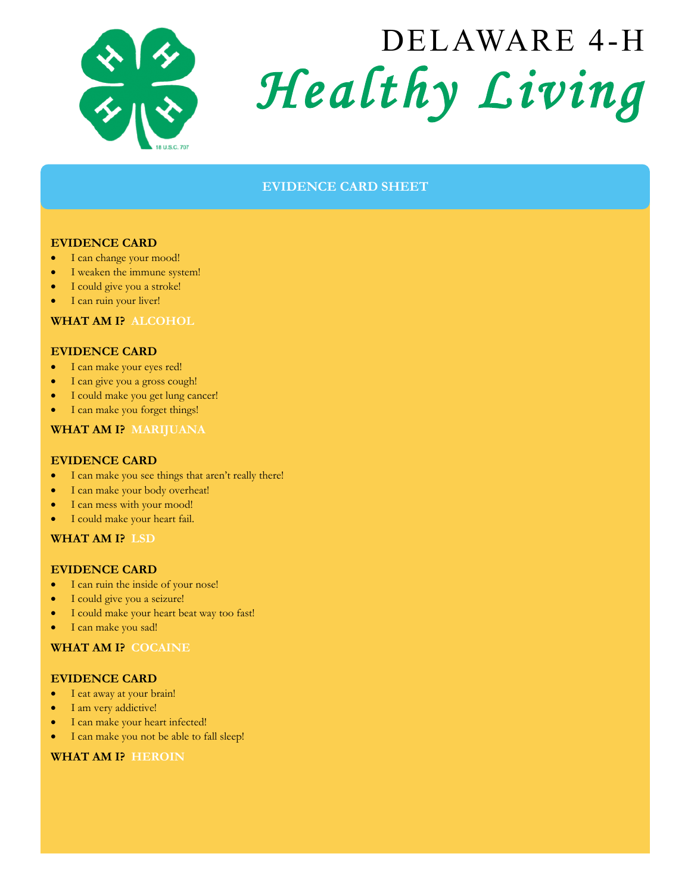# DELAWARE 4-H
## *Healthy Living*

### EVIDENCE CARD SHEET

**EVIDENCE CARD**

- I can change your mood!
- I weaken the immune system!
- I could give you a stroke!
- I can ruin your liver!

**WHAT AM I? ALCOHOL**

**EVIDENCE CARD**

- I can make your eyes red!
- I can give you a gross cough!
- I could make you get lung cancer!
- I can make you forget things!

**WHAT AM I? MARIJUANA**

**EVIDENCE CARD**

- I can make you see things that aren't really there!
- I can make your body overheat!
- I can mess with your mood!
- I could make your heart fail.

**WHAT AM I? LSD**

**EVIDENCE CARD**

- I can ruin the inside of your nose!
- I could give you a seizure!
- I could make your heart beat way too fast!
- I can make you sad!

**WHAT AM I? COCAINE**

**EVIDENCE CARD**

- I eat away at your brain!
- I am very addictive!
- I can make your heart infected!
- I can make you not be able to fall sleep!

**WHAT AM I? HEROIN**